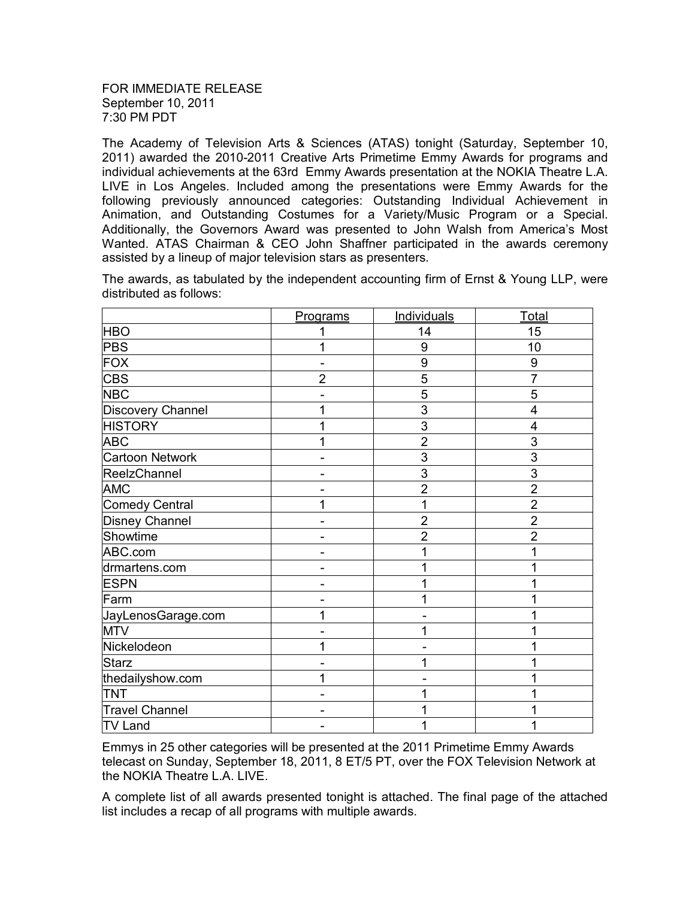FOR IMMEDIATE RELEASE
September 10, 2011
7:30 PM PDT

The Academy of Television Arts & Sciences (ATAS) tonight (Saturday, September 10, 2011) awarded the 2010-2011 Creative Arts Primetime Emmy Awards for programs and individual achievements at the 63rd Emmy Awards presentation at the NOKIA Theatre L.A. LIVE in Los Angeles. Included among the presentations were Emmy Awards for the following previously announced categories: Outstanding Individual Achievement in Animation, and Outstanding Costumes for a Variety/Music Program or a Special. Additionally, the Governors Award was presented to John Walsh from America's Most Wanted. ATAS Chairman & CEO John Shaffner participated in the awards ceremony assisted by a lineup of major television stars as presenters.

The awards, as tabulated by the independent accounting firm of Ernst & Young LLP, were distributed as follows:

| | Programs | Individuals | Total |
|---|---|---|---|
| HBO | 1 | 14 | 15 |
| PBS | 1 | 9 | 10 |
| FOX | - | 9 | 9 |
| CBS | 2 | 5 | 7 |
| NBC | - | 5 | 5 |
| Discovery Channel | 1 | 3 | 4 |
| HISTORY | 1 | 3 | 4 |
| ABC | 1 | 2 | 3 |
| Cartoon Network | - | 3 | 3 |
| ReelzChannel | - | 3 | 3 |
| AMC | - | 2 | 2 |
| Comedy Central | 1 | 1 | 2 |
| Disney Channel | - | 2 | 2 |
| Showtime | - | 2 | 2 |
| ABC.com | - | 1 | 1 |
| drmartens.com | - | 1 | 1 |
| ESPN | - | 1 | 1 |
| Farm | - | 1 | 1 |
| JayLenosGarage.com | 1 | - | 1 |
| MTV | - | 1 | 1 |
| Nickelodeon | 1 | - | 1 |
| Starz | - | 1 | 1 |
| thedailyshow.com | 1 | - | 1 |
| TNT | - | 1 | 1 |
| Travel Channel | - | 1 | 1 |
| TV Land | - | 1 | 1 |

Emmys in 25 other categories will be presented at the 2011 Primetime Emmy Awards telecast on Sunday, September 18, 2011, 8 ET/5 PT, over the FOX Television Network at the NOKIA Theatre L.A. LIVE.

A complete list of all awards presented tonight is attached. The final page of the attached list includes a recap of all programs with multiple awards.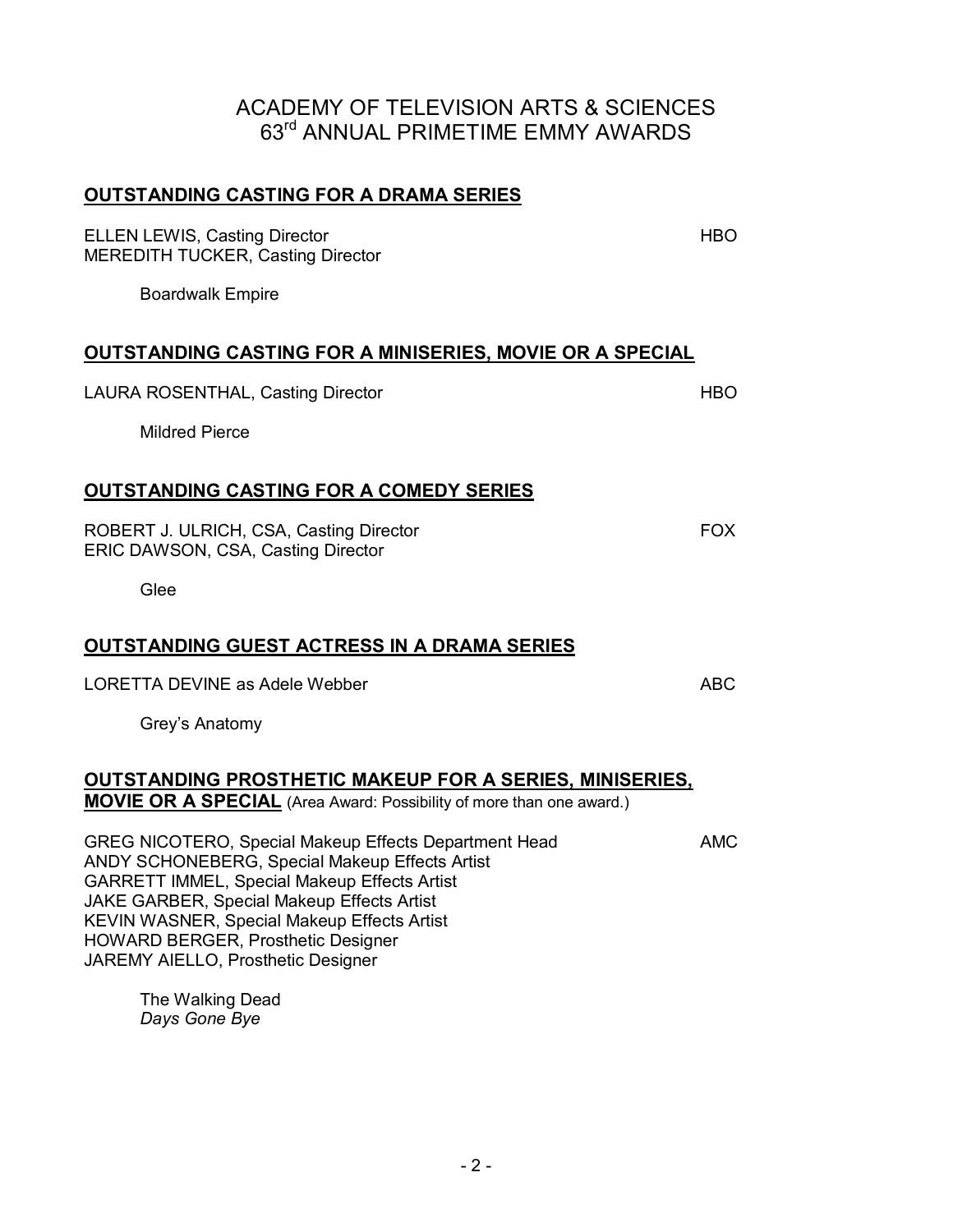# ACADEMY OF TELEVISION ARTS & SCIENCES
# 63rd ANNUAL PRIMETIME EMMY AWARDS

## OUTSTANDING CASTING FOR A DRAMA SERIES

ELLEN LEWIS, Casting Director — HBO
MEREDITH TUCKER, Casting Director

Boardwalk Empire

## OUTSTANDING CASTING FOR A MINISERIES, MOVIE OR A SPECIAL

LAURA ROSENTHAL, Casting Director — HBO

Mildred Pierce

## OUTSTANDING CASTING FOR A COMEDY SERIES

ROBERT J. ULRICH, CSA, Casting Director — FOX
ERIC DAWSON, CSA, Casting Director

Glee

## OUTSTANDING GUEST ACTRESS IN A DRAMA SERIES

LORETTA DEVINE as Adele Webber — ABC

Grey's Anatomy

## OUTSTANDING PROSTHETIC MAKEUP FOR A SERIES, MINISERIES, MOVIE OR A SPECIAL (Area Award: Possibility of more than one award.)

GREG NICOTERO, Special Makeup Effects Department Head — AMC
ANDY SCHONEBERG, Special Makeup Effects Artist
GARRETT IMMEL, Special Makeup Effects Artist
JAKE GARBER, Special Makeup Effects Artist
KEVIN WASNER, Special Makeup Effects Artist
HOWARD BERGER, Prosthetic Designer
JAREMY AIELLO, Prosthetic Designer

The Walking Dead
*Days Gone Bye*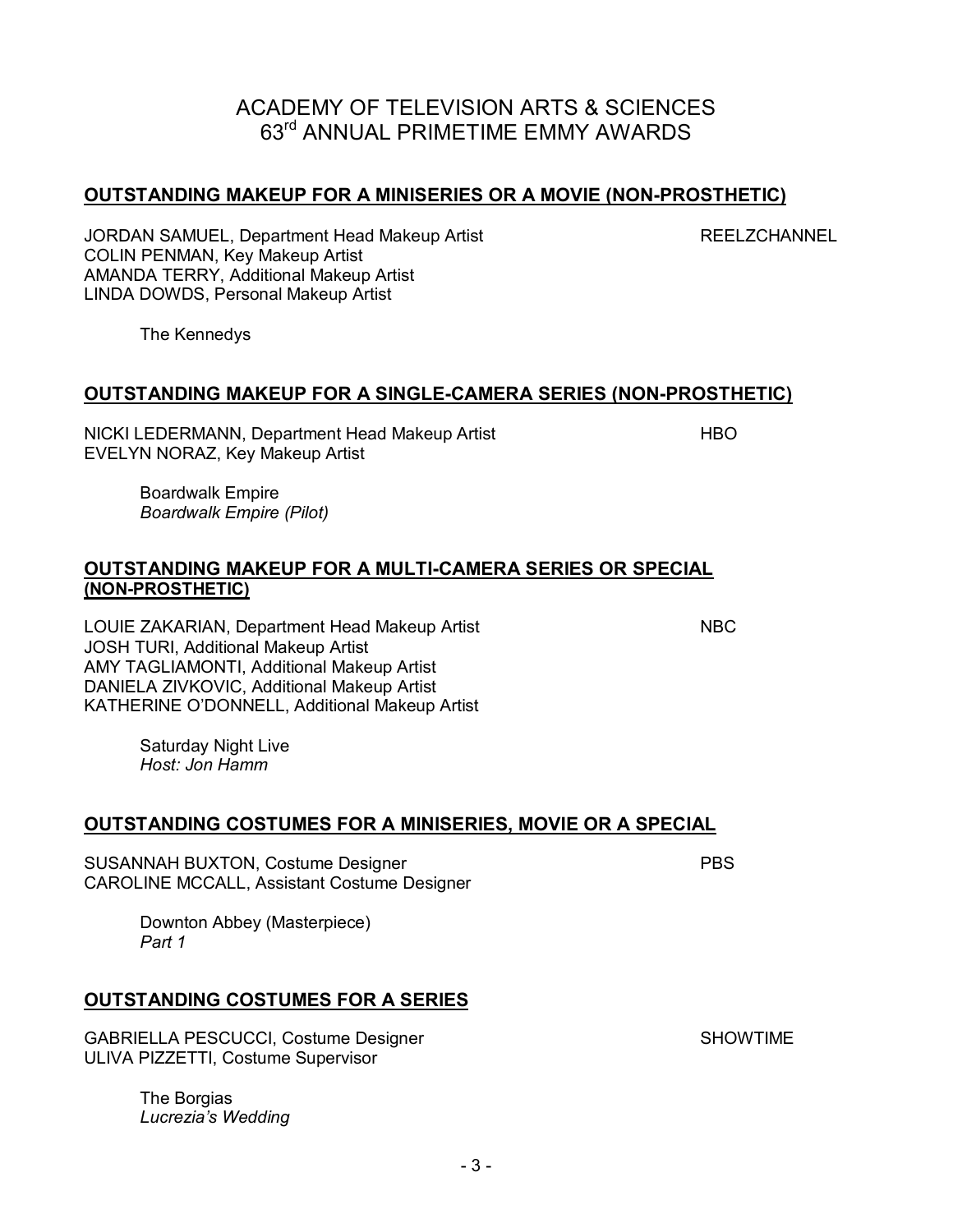# ACADEMY OF TELEVISION ARTS & SCIENCES
# 63rd ANNUAL PRIMETIME EMMY AWARDS

## OUTSTANDING MAKEUP FOR A MINISERIES OR A MOVIE (NON-PROSTHETIC)

JORDAN SAMUEL, Department Head Makeup Artist — REELZCHANNEL
COLIN PENMAN, Key Makeup Artist
AMANDA TERRY, Additional Makeup Artist
LINDA DOWDS, Personal Makeup Artist

The Kennedys

## OUTSTANDING MAKEUP FOR A SINGLE-CAMERA SERIES (NON-PROSTHETIC)

NICKI LEDERMANN, Department Head Makeup Artist — HBO
EVELYN NORAZ, Key Makeup Artist

Boardwalk Empire
*Boardwalk Empire (Pilot)*

## OUTSTANDING MAKEUP FOR A MULTI-CAMERA SERIES OR SPECIAL (NON-PROSTHETIC)

LOUIE ZAKARIAN, Department Head Makeup Artist — NBC
JOSH TURI, Additional Makeup Artist
AMY TAGLIAMONTI, Additional Makeup Artist
DANIELA ZIVKOVIC, Additional Makeup Artist
KATHERINE O'DONNELL, Additional Makeup Artist

Saturday Night Live
*Host: Jon Hamm*

## OUTSTANDING COSTUMES FOR A MINISERIES, MOVIE OR A SPECIAL

SUSANNAH BUXTON, Costume Designer — PBS
CAROLINE MCCALL, Assistant Costume Designer

Downton Abbey (Masterpiece)
*Part 1*

## OUTSTANDING COSTUMES FOR A SERIES

GABRIELLA PESCUCCI, Costume Designer — SHOWTIME
ULIVA PIZZETTI, Costume Supervisor

The Borgias
*Lucrezia's Wedding*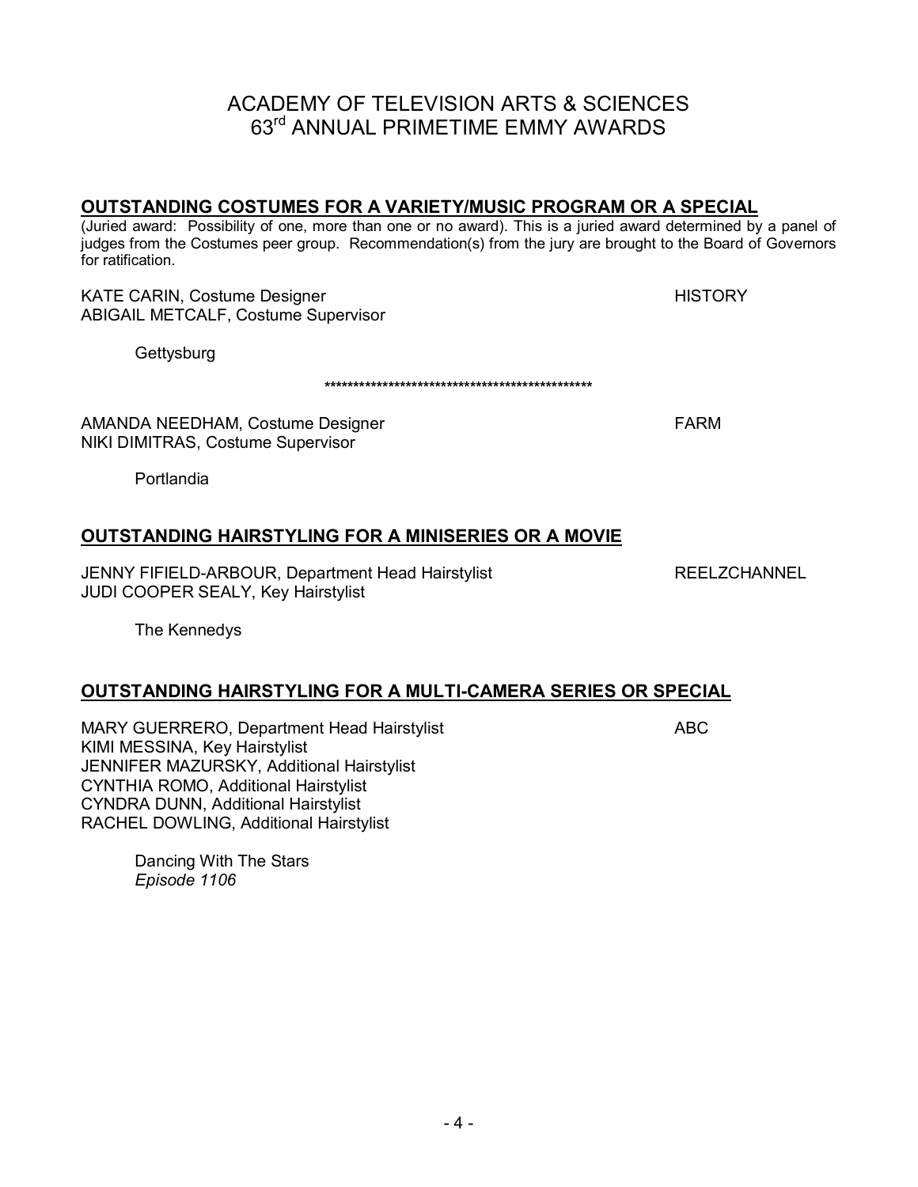# ACADEMY OF TELEVISION ARTS & SCIENCES
# 63rd ANNUAL PRIMETIME EMMY AWARDS

## OUTSTANDING COSTUMES FOR A VARIETY/MUSIC PROGRAM OR A SPECIAL

(Juried award: Possibility of one, more than one or no award). This is a juried award determined by a panel of judges from the Costumes peer group. Recommendation(s) from the jury are brought to the Board of Governors for ratification.

KATE CARIN, Costume Designer — HISTORY
ABIGAIL METCALF, Costume Supervisor

Gettysburg

\*\*\*\*\*\*\*\*\*\*\*\*\*\*\*\*\*\*\*\*\*\*\*\*\*\*\*\*\*\*\*\*\*\*\*\*\*\*\*\*\*\*\*\*\*\*\*\*

AMANDA NEEDHAM, Costume Designer — FARM
NIKI DIMITRAS, Costume Supervisor

Portlandia

## OUTSTANDING HAIRSTYLING FOR A MINISERIES OR A MOVIE

JENNY FIFIELD-ARBOUR, Department Head Hairstylist — REELZCHANNEL
JUDI COOPER SEALY, Key Hairstylist

The Kennedys

## OUTSTANDING HAIRSTYLING FOR A MULTI-CAMERA SERIES OR SPECIAL

MARY GUERRERO, Department Head Hairstylist — ABC
KIMI MESSINA, Key Hairstylist
JENNIFER MAZURSKY, Additional Hairstylist
CYNTHIA ROMO, Additional Hairstylist
CYNDRA DUNN, Additional Hairstylist
RACHEL DOWLING, Additional Hairstylist

Dancing With The Stars
*Episode 1106*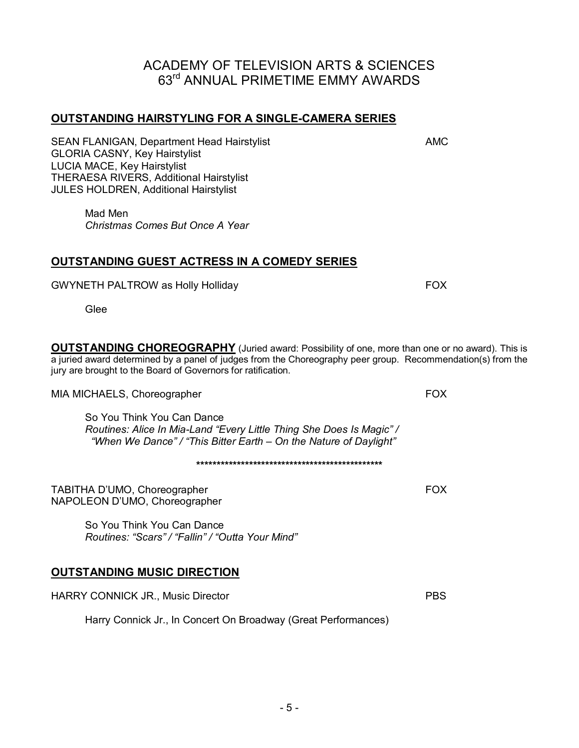# ACADEMY OF TELEVISION ARTS & SCIENCES
# 63rd ANNUAL PRIMETIME EMMY AWARDS

## OUTSTANDING HAIRSTYLING FOR A SINGLE-CAMERA SERIES

SEAN FLANIGAN, Department Head Hairstylist — AMC
GLORIA CASNY, Key Hairstylist
LUCIA MACE, Key Hairstylist
THERAESA RIVERS, Additional Hairstylist
JULES HOLDREN, Additional Hairstylist

Mad Men
*Christmas Comes But Once A Year*

## OUTSTANDING GUEST ACTRESS IN A COMEDY SERIES

GWYNETH PALTROW as Holly Holliday — FOX

Glee

## OUTSTANDING CHOREOGRAPHY

(Juried award: Possibility of one, more than one or no award). This is a juried award determined by a panel of judges from the Choreography peer group. Recommendation(s) from the jury are brought to the Board of Governors for ratification.

MIA MICHAELS, Choreographer — FOX

So You Think You Can Dance
*Routines: Alice In Mia-Land "Every Little Thing She Does Is Magic" / "When We Dance" / "This Bitter Earth – On the Nature of Daylight"*

\*\*\*\*\*\*\*\*\*\*\*\*\*\*\*\*\*\*\*\*\*\*\*\*\*\*\*\*\*\*\*\*\*\*\*\*\*\*\*\*\*\*\*\*\*\*\*\*\*

TABITHA D'UMO, Choreographer — FOX
NAPOLEON D'UMO, Choreographer

So You Think You Can Dance
*Routines: "Scars" / "Fallin" / "Outta Your Mind"*

## OUTSTANDING MUSIC DIRECTION

HARRY CONNICK JR., Music Director — PBS

Harry Connick Jr., In Concert On Broadway (Great Performances)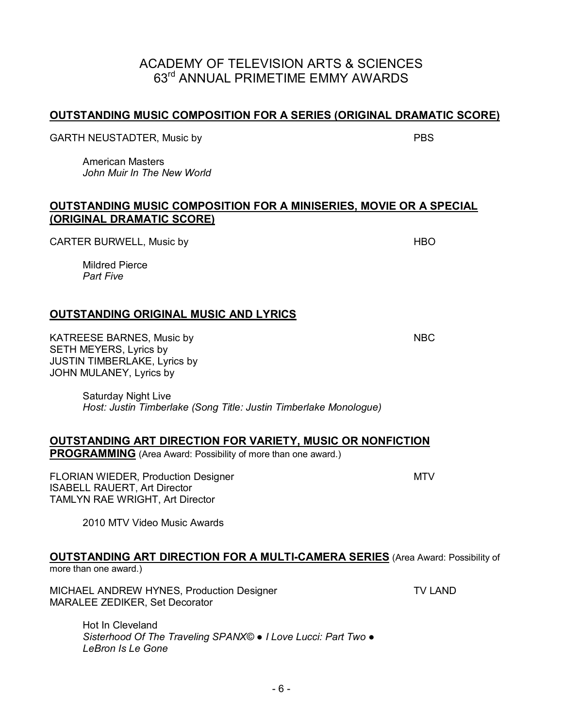# ACADEMY OF TELEVISION ARTS & SCIENCES
# 63rd ANNUAL PRIMETIME EMMY AWARDS

## OUTSTANDING MUSIC COMPOSITION FOR A SERIES (ORIGINAL DRAMATIC SCORE)

GARTH NEUSTADTER, Music by — PBS

American Masters
*John Muir In The New World*

## OUTSTANDING MUSIC COMPOSITION FOR A MINISERIES, MOVIE OR A SPECIAL (ORIGINAL DRAMATIC SCORE)

CARTER BURWELL, Music by — HBO

Mildred Pierce
*Part Five*

## OUTSTANDING ORIGINAL MUSIC AND LYRICS

KATREESE BARNES, Music by — NBC
SETH MEYERS, Lyrics by
JUSTIN TIMBERLAKE, Lyrics by
JOHN MULANEY, Lyrics by

Saturday Night Live
*Host: Justin Timberlake (Song Title: Justin Timberlake Monologue)*

## OUTSTANDING ART DIRECTION FOR VARIETY, MUSIC OR NONFICTION PROGRAMMING (Area Award: Possibility of more than one award.)

FLORIAN WIEDER, Production Designer — MTV
ISABELL RAUERT, Art Director
TAMLYN RAE WRIGHT, Art Director

2010 MTV Video Music Awards

## OUTSTANDING ART DIRECTION FOR A MULTI-CAMERA SERIES (Area Award: Possibility of more than one award.)

MICHAEL ANDREW HYNES, Production Designer — TV LAND
MARALEE ZEDIKER, Set Decorator

Hot In Cleveland
*Sisterhood Of The Traveling SPANX© ● I Love Lucci: Part Two ● LeBron Is Le Gone*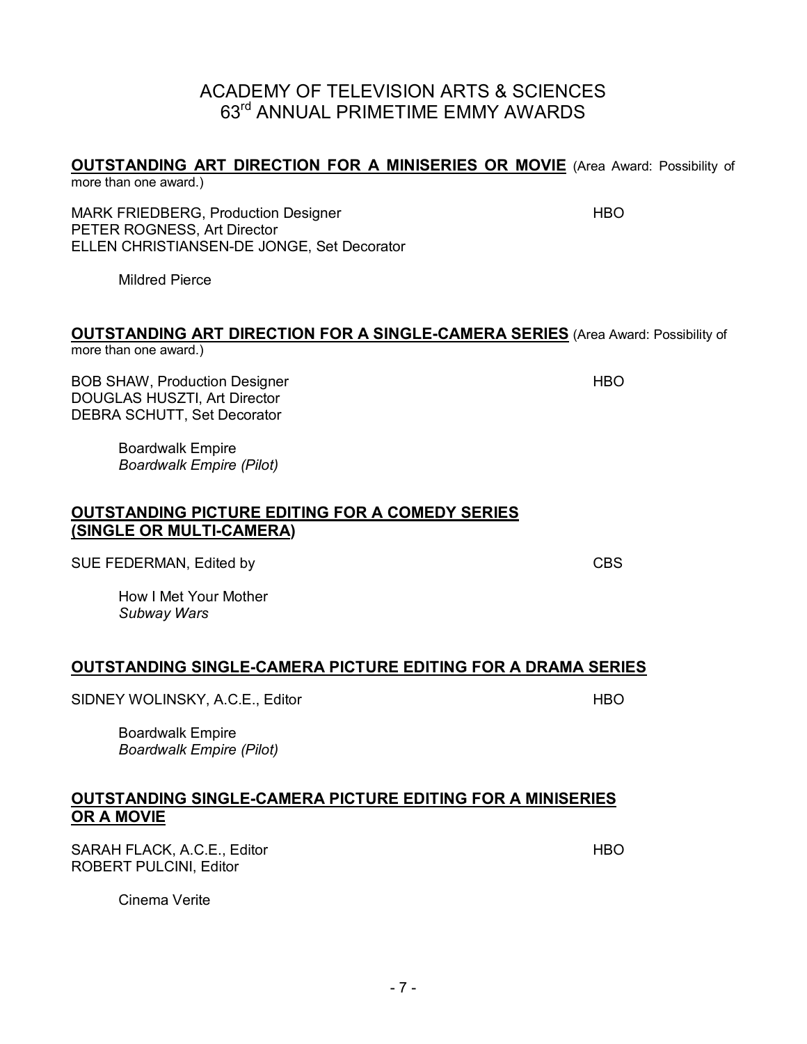# ACADEMY OF TELEVISION ARTS & SCIENCES
# 63rd ANNUAL PRIMETIME EMMY AWARDS

**OUTSTANDING ART DIRECTION FOR A MINISERIES OR MOVIE** (Area Award: Possibility of more than one award.)

MARK FRIEDBERG, Production Designer — HBO
PETER ROGNESS, Art Director
ELLEN CHRISTIANSEN-DE JONGE, Set Decorator

Mildred Pierce

**OUTSTANDING ART DIRECTION FOR A SINGLE-CAMERA SERIES** (Area Award: Possibility of more than one award.)

BOB SHAW, Production Designer — HBO
DOUGLAS HUSZTI, Art Director
DEBRA SCHUTT, Set Decorator

Boardwalk Empire
*Boardwalk Empire (Pilot)*

**OUTSTANDING PICTURE EDITING FOR A COMEDY SERIES (SINGLE OR MULTI-CAMERA)**

SUE FEDERMAN, Edited by — CBS

How I Met Your Mother
*Subway Wars*

**OUTSTANDING SINGLE-CAMERA PICTURE EDITING FOR A DRAMA SERIES**

SIDNEY WOLINSKY, A.C.E., Editor — HBO

Boardwalk Empire
*Boardwalk Empire (Pilot)*

**OUTSTANDING SINGLE-CAMERA PICTURE EDITING FOR A MINISERIES OR A MOVIE**

SARAH FLACK, A.C.E., Editor — HBO
ROBERT PULCINI, Editor

Cinema Verite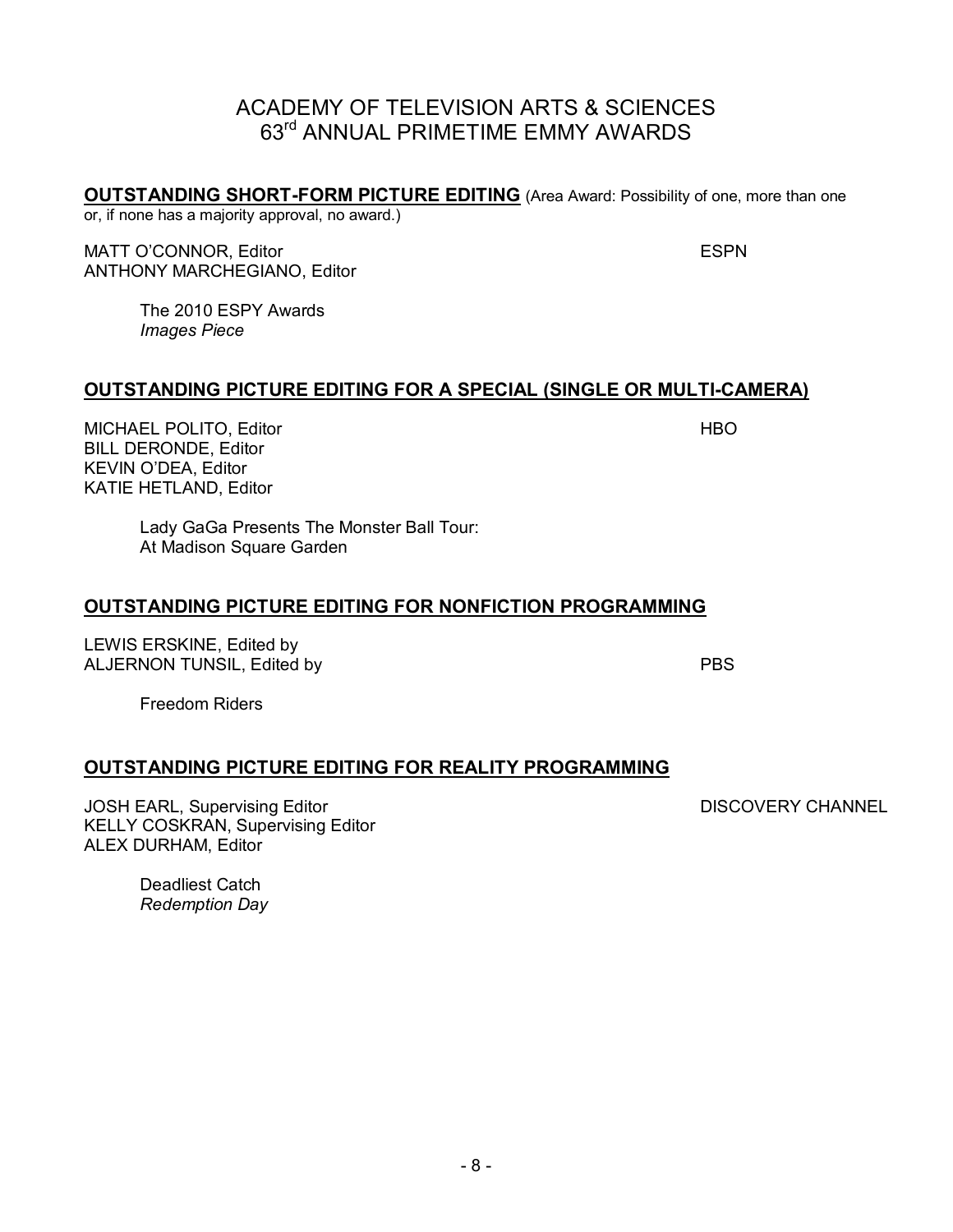# ACADEMY OF TELEVISION ARTS & SCIENCES
# 63rd ANNUAL PRIMETIME EMMY AWARDS

**OUTSTANDING SHORT-FORM PICTURE EDITING** (Area Award: Possibility of one, more than one or, if none has a majority approval, no award.)

MATT O'CONNOR, Editor — ESPN
ANTHONY MARCHEGIANO, Editor

The 2010 ESPY Awards
*Images Piece*

**OUTSTANDING PICTURE EDITING FOR A SPECIAL (SINGLE OR MULTI-CAMERA)**

MICHAEL POLITO, Editor — HBO
BILL DERONDE, Editor
KEVIN O'DEA, Editor
KATIE HETLAND, Editor

Lady GaGa Presents The Monster Ball Tour:
At Madison Square Garden

**OUTSTANDING PICTURE EDITING FOR NONFICTION PROGRAMMING**

LEWIS ERSKINE, Edited by
ALJERNON TUNSIL, Edited by — PBS

Freedom Riders

**OUTSTANDING PICTURE EDITING FOR REALITY PROGRAMMING**

JOSH EARL, Supervising Editor — DISCOVERY CHANNEL
KELLY COSKRAN, Supervising Editor
ALEX DURHAM, Editor

Deadliest Catch
*Redemption Day*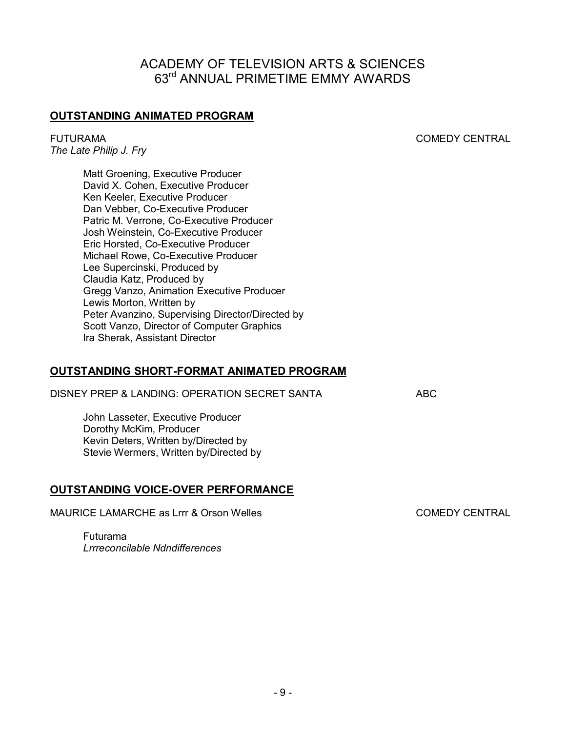# ACADEMY OF TELEVISION ARTS & SCIENCES
# 63rd ANNUAL PRIMETIME EMMY AWARDS

## OUTSTANDING ANIMATED PROGRAM

FUTURAMA — COMEDY CENTRAL
*The Late Philip J. Fry*

- Matt Groening, Executive Producer
- David X. Cohen, Executive Producer
- Ken Keeler, Executive Producer
- Dan Vebber, Co-Executive Producer
- Patric M. Verrone, Co-Executive Producer
- Josh Weinstein, Co-Executive Producer
- Eric Horsted, Co-Executive Producer
- Michael Rowe, Co-Executive Producer
- Lee Supercinski, Produced by
- Claudia Katz, Produced by
- Gregg Vanzo, Animation Executive Producer
- Lewis Morton, Written by
- Peter Avanzino, Supervising Director/Directed by
- Scott Vanzo, Director of Computer Graphics
- Ira Sherak, Assistant Director

## OUTSTANDING SHORT-FORMAT ANIMATED PROGRAM

DISNEY PREP & LANDING: OPERATION SECRET SANTA — ABC

- John Lasseter, Executive Producer
- Dorothy McKim, Producer
- Kevin Deters, Written by/Directed by
- Stevie Wermers, Written by/Directed by

## OUTSTANDING VOICE-OVER PERFORMANCE

MAURICE LAMARCHE as Lrrr & Orson Welles — COMEDY CENTRAL

Futurama
*Lrrreconcilable Ndndifferences*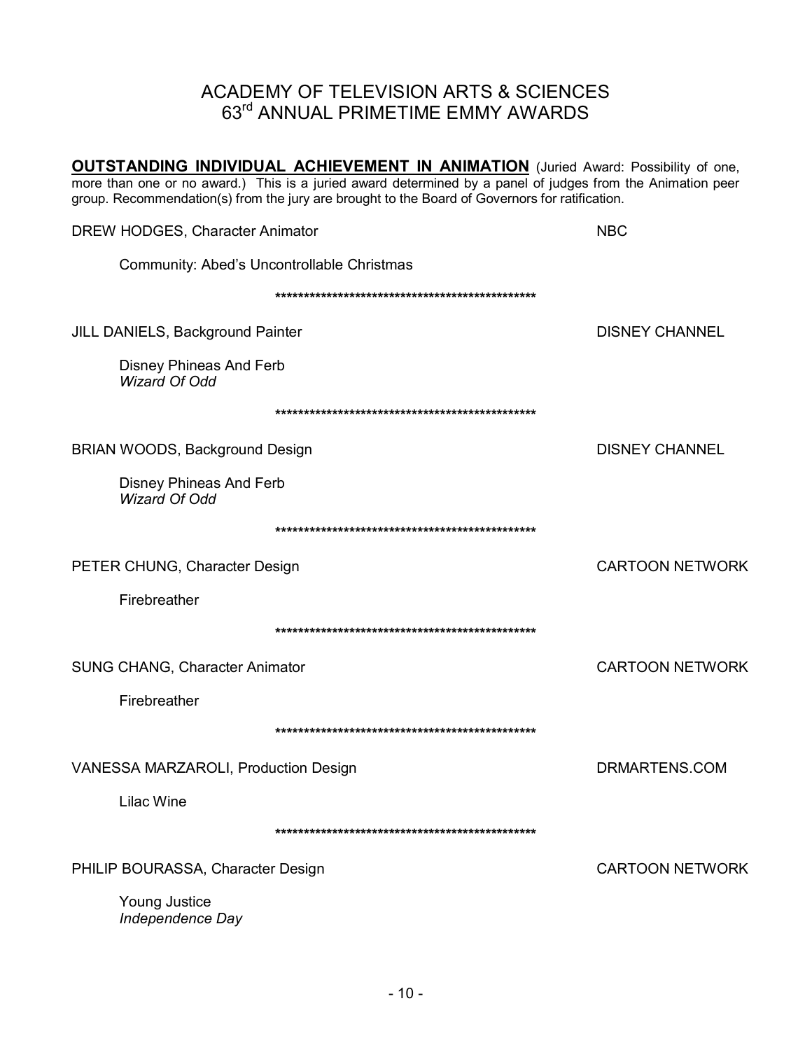# ACADEMY OF TELEVISION ARTS & SCIENCES
# 63rd ANNUAL PRIMETIME EMMY AWARDS

**OUTSTANDING INDIVIDUAL ACHIEVEMENT IN ANIMATION** (Juried Award: Possibility of one, more than one or no award.) This is a juried award determined by a panel of judges from the Animation peer group. Recommendation(s) from the jury are brought to the Board of Governors for ratification.

DREW HODGES, Character Animator — NBC

Community: Abed's Uncontrollable Christmas

**************************************************

JILL DANIELS, Background Painter — DISNEY CHANNEL

Disney Phineas And Ferb
*Wizard Of Odd*

**************************************************

BRIAN WOODS, Background Design — DISNEY CHANNEL

Disney Phineas And Ferb
*Wizard Of Odd*

**************************************************

PETER CHUNG, Character Design — CARTOON NETWORK

Firebreather

**************************************************

SUNG CHANG, Character Animator — CARTOON NETWORK

Firebreather

**************************************************

VANESSA MARZAROLI, Production Design — DRMARTENS.COM

Lilac Wine

**************************************************

PHILIP BOURASSA, Character Design — CARTOON NETWORK

Young Justice
*Independence Day*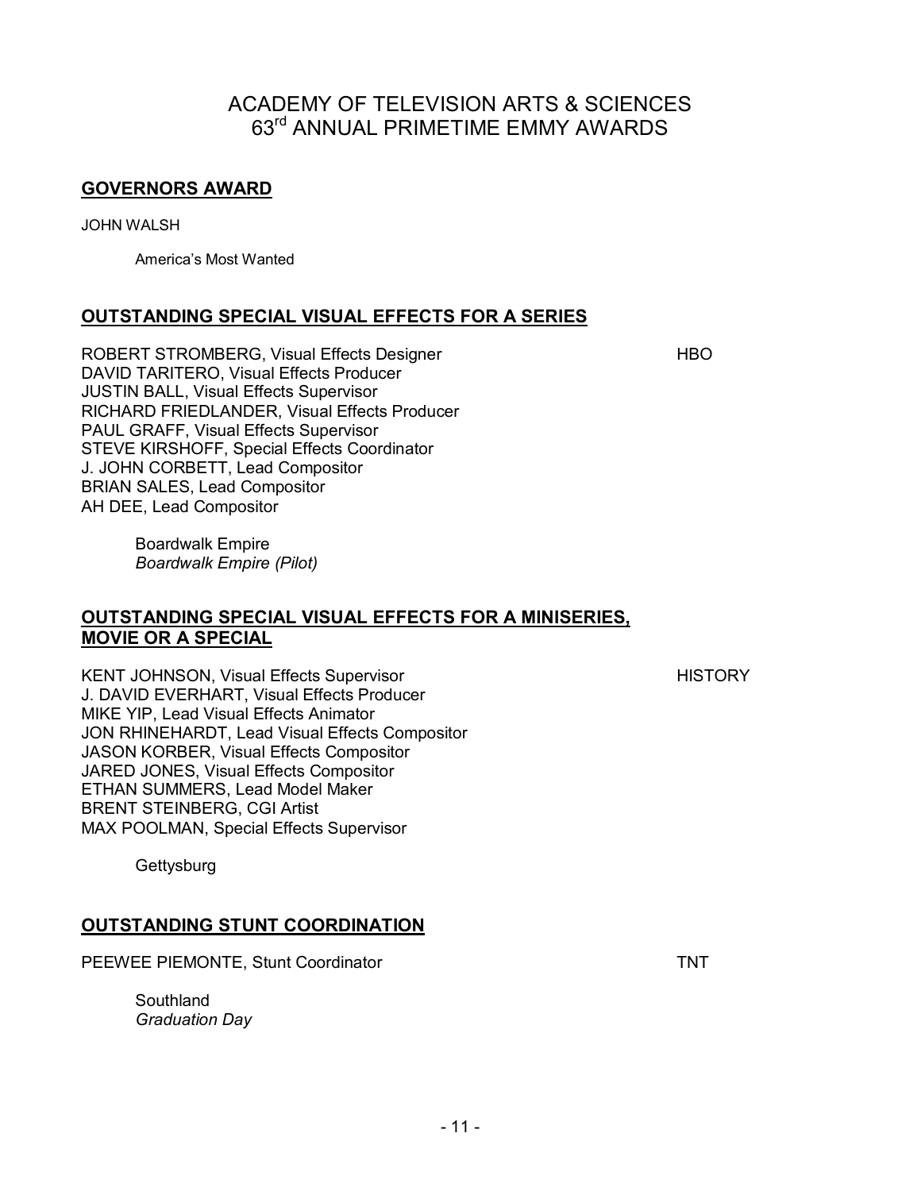# ACADEMY OF TELEVISION ARTS & SCIENCES
# 63rd ANNUAL PRIMETIME EMMY AWARDS

## GOVERNORS AWARD

JOHN WALSH

America's Most Wanted

## OUTSTANDING SPECIAL VISUAL EFFECTS FOR A SERIES

ROBERT STROMBERG, Visual Effects Designer — HBO
DAVID TARITERO, Visual Effects Producer
JUSTIN BALL, Visual Effects Supervisor
RICHARD FRIEDLANDER, Visual Effects Producer
PAUL GRAFF, Visual Effects Supervisor
STEVE KIRSHOFF, Special Effects Coordinator
J. JOHN CORBETT, Lead Compositor
BRIAN SALES, Lead Compositor
AH DEE, Lead Compositor

Boardwalk Empire
*Boardwalk Empire (Pilot)*

## OUTSTANDING SPECIAL VISUAL EFFECTS FOR A MINISERIES, MOVIE OR A SPECIAL

KENT JOHNSON, Visual Effects Supervisor — HISTORY
J. DAVID EVERHART, Visual Effects Producer
MIKE YIP, Lead Visual Effects Animator
JON RHINEHARDT, Lead Visual Effects Compositor
JASON KORBER, Visual Effects Compositor
JARED JONES, Visual Effects Compositor
ETHAN SUMMERS, Lead Model Maker
BRENT STEINBERG, CGI Artist
MAX POOLMAN, Special Effects Supervisor

Gettysburg

## OUTSTANDING STUNT COORDINATION

PEEWEE PIEMONTE, Stunt Coordinator — TNT

Southland
*Graduation Day*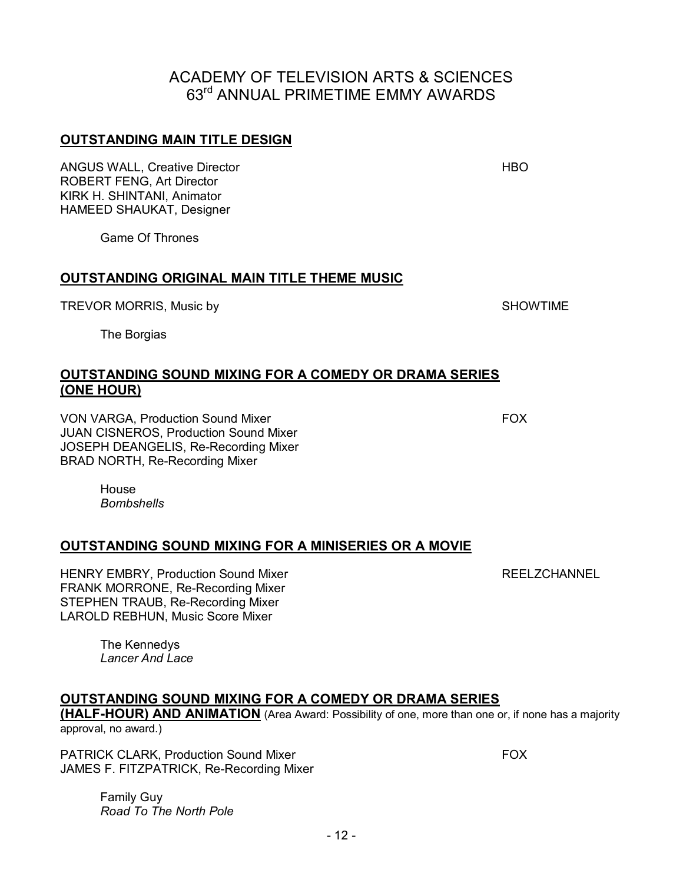ACADEMY OF TELEVISION ARTS & SCIENCES
63rd ANNUAL PRIMETIME EMMY AWARDS

## OUTSTANDING MAIN TITLE DESIGN

ANGUS WALL, Creative Director — HBO
ROBERT FENG, Art Director
KIRK H. SHINTANI, Animator
HAMEED SHAUKAT, Designer

Game Of Thrones

## OUTSTANDING ORIGINAL MAIN TITLE THEME MUSIC

TREVOR MORRIS, Music by — SHOWTIME

The Borgias

## OUTSTANDING SOUND MIXING FOR A COMEDY OR DRAMA SERIES (ONE HOUR)

VON VARGA, Production Sound Mixer — FOX
JUAN CISNEROS, Production Sound Mixer
JOSEPH DEANGELIS, Re-Recording Mixer
BRAD NORTH, Re-Recording Mixer

House
*Bombshells*

## OUTSTANDING SOUND MIXING FOR A MINISERIES OR A MOVIE

HENRY EMBRY, Production Sound Mixer — REELZCHANNEL
FRANK MORRONE, Re-Recording Mixer
STEPHEN TRAUB, Re-Recording Mixer
LAROLD REBHUN, Music Score Mixer

The Kennedys
*Lancer And Lace*

## OUTSTANDING SOUND MIXING FOR A COMEDY OR DRAMA SERIES (HALF-HOUR) AND ANIMATION

(Area Award: Possibility of one, more than one or, if none has a majority approval, no award.)

PATRICK CLARK, Production Sound Mixer — FOX
JAMES F. FITZPATRICK, Re-Recording Mixer

Family Guy
*Road To The North Pole*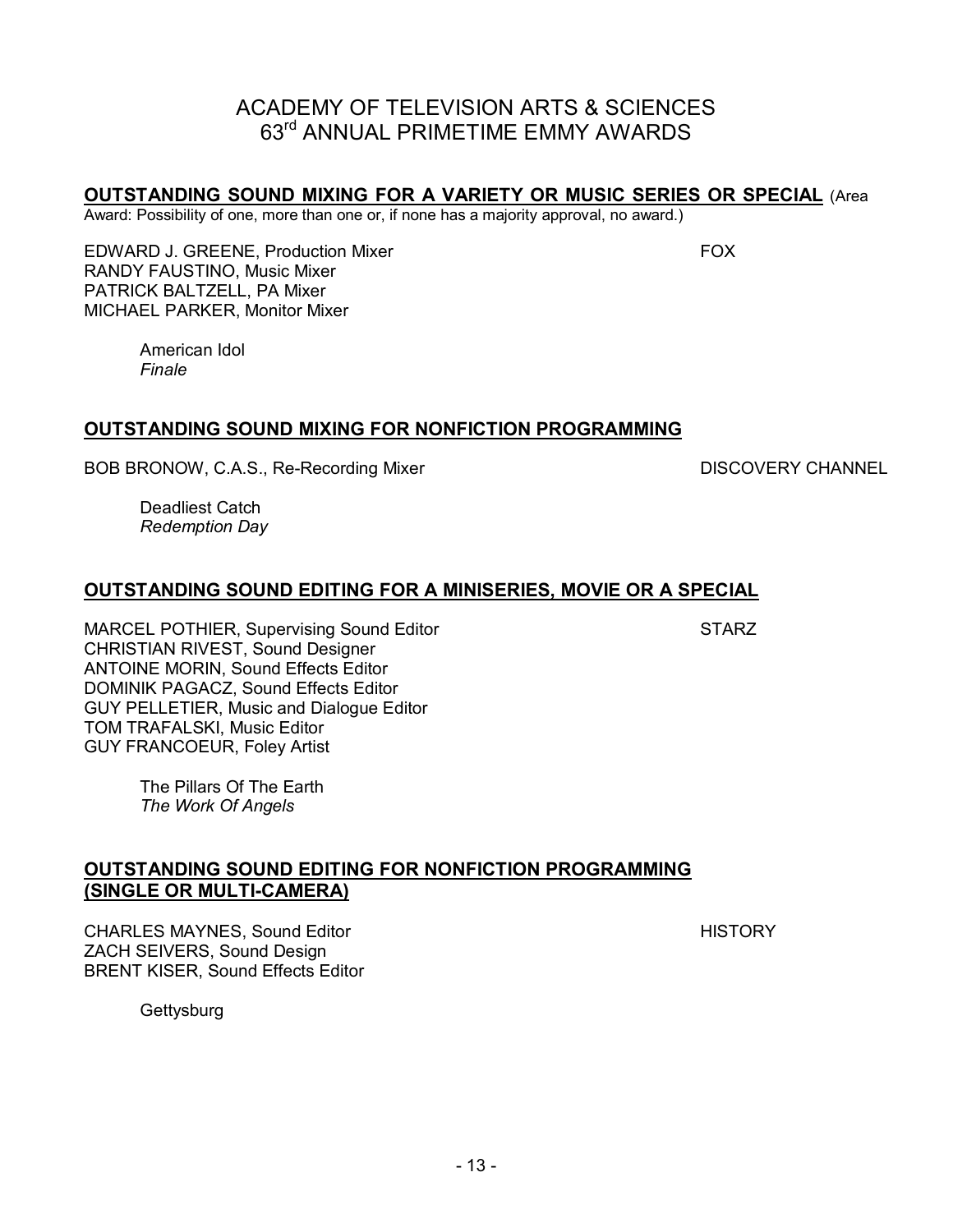# ACADEMY OF TELEVISION ARTS & SCIENCES
# 63rd ANNUAL PRIMETIME EMMY AWARDS

## OUTSTANDING SOUND MIXING FOR A VARIETY OR MUSIC SERIES OR SPECIAL (Area Award: Possibility of one, more than one or, if none has a majority approval, no award.)

EDWARD J. GREENE, Production Mixer — FOX
RANDY FAUSTINO, Music Mixer
PATRICK BALTZELL, PA Mixer
MICHAEL PARKER, Monitor Mixer

American Idol
*Finale*

## OUTSTANDING SOUND MIXING FOR NONFICTION PROGRAMMING

BOB BRONOW, C.A.S., Re-Recording Mixer — DISCOVERY CHANNEL

Deadliest Catch
*Redemption Day*

## OUTSTANDING SOUND EDITING FOR A MINISERIES, MOVIE OR A SPECIAL

MARCEL POTHIER, Supervising Sound Editor — STARZ
CHRISTIAN RIVEST, Sound Designer
ANTOINE MORIN, Sound Effects Editor
DOMINIK PAGACZ, Sound Effects Editor
GUY PELLETIER, Music and Dialogue Editor
TOM TRAFALSKI, Music Editor
GUY FRANCOEUR, Foley Artist

The Pillars Of The Earth
*The Work Of Angels*

## OUTSTANDING SOUND EDITING FOR NONFICTION PROGRAMMING (SINGLE OR MULTI-CAMERA)

CHARLES MAYNES, Sound Editor — HISTORY
ZACH SEIVERS, Sound Design
BRENT KISER, Sound Effects Editor

Gettysburg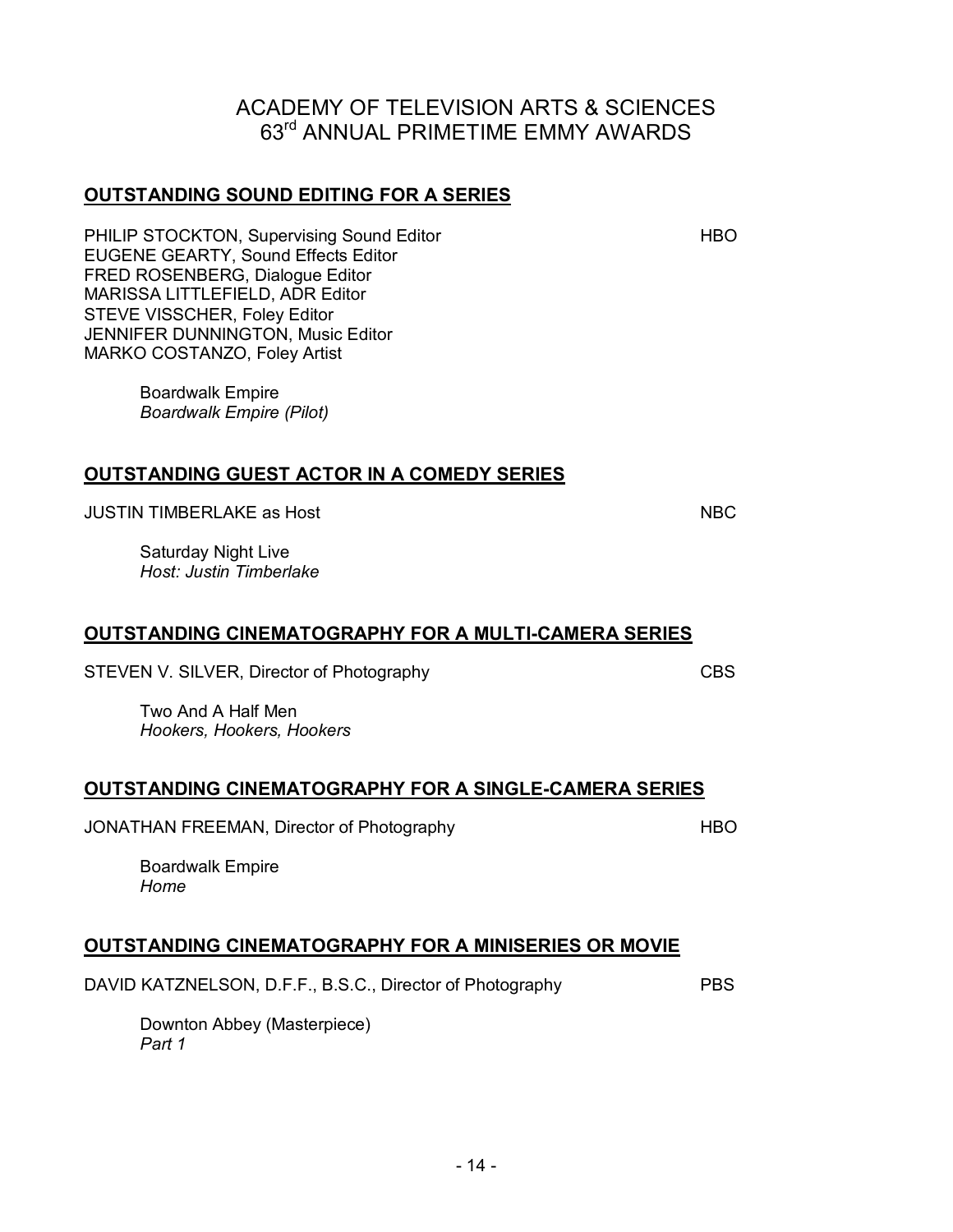# ACADEMY OF TELEVISION ARTS & SCIENCES
# 63rd ANNUAL PRIMETIME EMMY AWARDS

## OUTSTANDING SOUND EDITING FOR A SERIES

PHILIP STOCKTON, Supervising Sound Editor — HBO
EUGENE GEARTY, Sound Effects Editor
FRED ROSENBERG, Dialogue Editor
MARISSA LITTLEFIELD, ADR Editor
STEVE VISSCHER, Foley Editor
JENNIFER DUNNINGTON, Music Editor
MARKO COSTANZO, Foley Artist

Boardwalk Empire
*Boardwalk Empire (Pilot)*

## OUTSTANDING GUEST ACTOR IN A COMEDY SERIES

JUSTIN TIMBERLAKE as Host — NBC

Saturday Night Live
*Host: Justin Timberlake*

## OUTSTANDING CINEMATOGRAPHY FOR A MULTI-CAMERA SERIES

STEVEN V. SILVER, Director of Photography — CBS

Two And A Half Men
*Hookers, Hookers, Hookers*

## OUTSTANDING CINEMATOGRAPHY FOR A SINGLE-CAMERA SERIES

JONATHAN FREEMAN, Director of Photography — HBO

Boardwalk Empire
*Home*

## OUTSTANDING CINEMATOGRAPHY FOR A MINISERIES OR MOVIE

DAVID KATZNELSON, D.F.F., B.S.C., Director of Photography — PBS

Downton Abbey (Masterpiece)
*Part 1*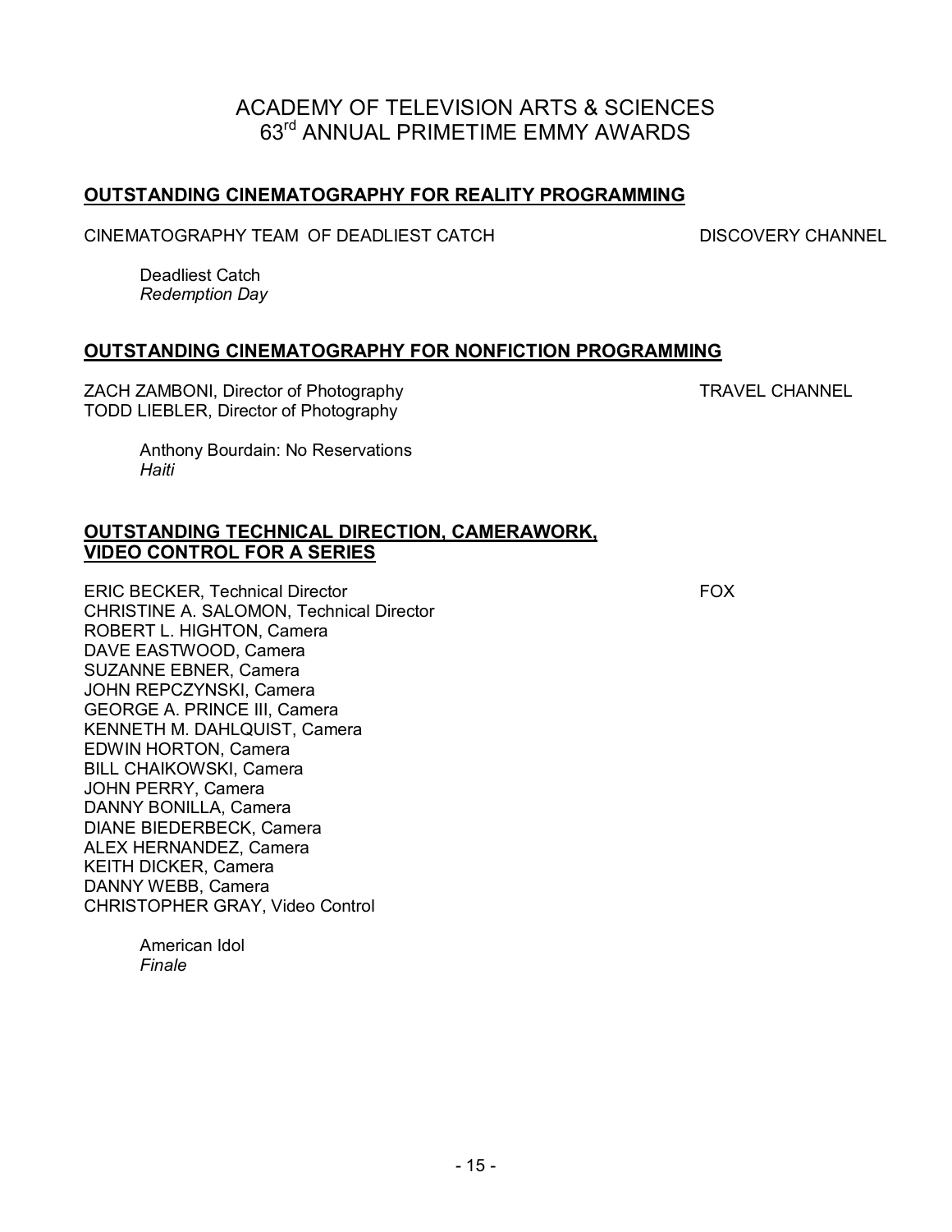# ACADEMY OF TELEVISION ARTS & SCIENCES
# 63rd ANNUAL PRIMETIME EMMY AWARDS

## OUTSTANDING CINEMATOGRAPHY FOR REALITY PROGRAMMING

CINEMATOGRAPHY TEAM OF DEADLIEST CATCH — DISCOVERY CHANNEL

> Deadliest Catch
> *Redemption Day*

## OUTSTANDING CINEMATOGRAPHY FOR NONFICTION PROGRAMMING

ZACH ZAMBONI, Director of Photography — TRAVEL CHANNEL
TODD LIEBLER, Director of Photography

> Anthony Bourdain: No Reservations
> *Haiti*

## OUTSTANDING TECHNICAL DIRECTION, CAMERAWORK, VIDEO CONTROL FOR A SERIES

ERIC BECKER, Technical Director — FOX
CHRISTINE A. SALOMON, Technical Director
ROBERT L. HIGHTON, Camera
DAVE EASTWOOD, Camera
SUZANNE EBNER, Camera
JOHN REPCZYNSKI, Camera
GEORGE A. PRINCE III, Camera
KENNETH M. DAHLQUIST, Camera
EDWIN HORTON, Camera
BILL CHAIKOWSKI, Camera
JOHN PERRY, Camera
DANNY BONILLA, Camera
DIANE BIEDERBECK, Camera
ALEX HERNANDEZ, Camera
KEITH DICKER, Camera
DANNY WEBB, Camera
CHRISTOPHER GRAY, Video Control

> American Idol
> *Finale*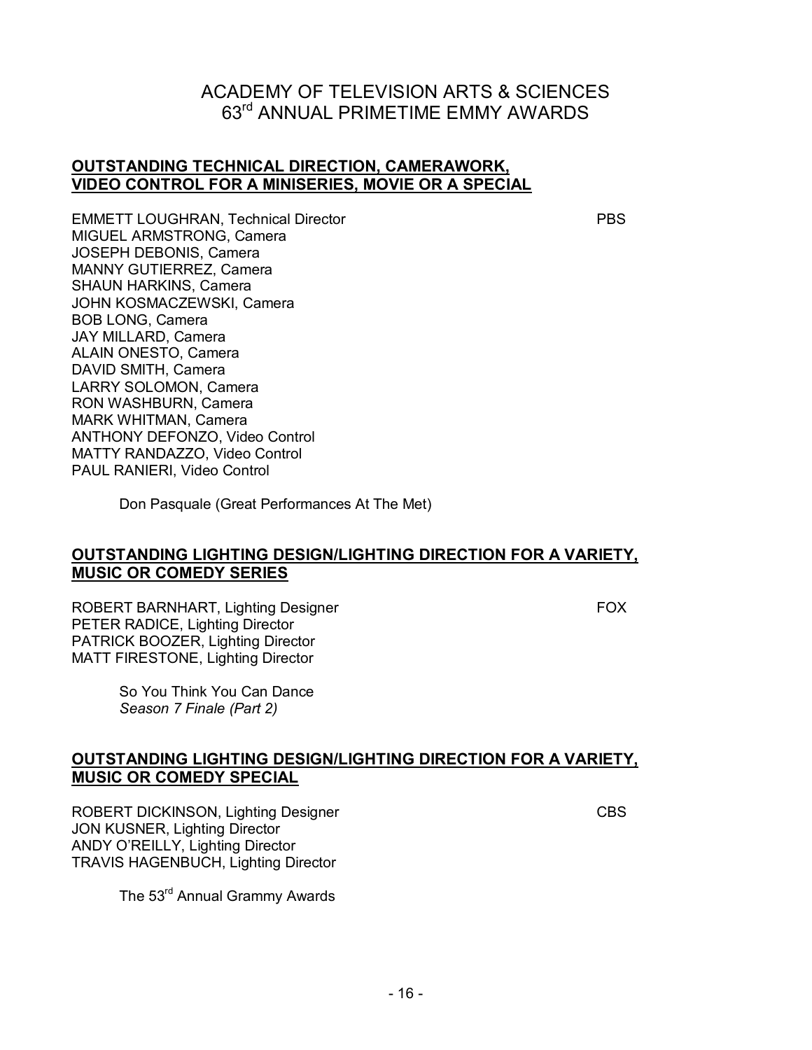# ACADEMY OF TELEVISION ARTS & SCIENCES
# 63rd ANNUAL PRIMETIME EMMY AWARDS

## OUTSTANDING TECHNICAL DIRECTION, CAMERAWORK, VIDEO CONTROL FOR A MINISERIES, MOVIE OR A SPECIAL

EMMETT LOUGHRAN, Technical Director — PBS
MIGUEL ARMSTRONG, Camera
JOSEPH DEBONIS, Camera
MANNY GUTIERREZ, Camera
SHAUN HARKINS, Camera
JOHN KOSMACZEWSKI, Camera
BOB LONG, Camera
JAY MILLARD, Camera
ALAIN ONESTO, Camera
DAVID SMITH, Camera
LARRY SOLOMON, Camera
RON WASHBURN, Camera
MARK WHITMAN, Camera
ANTHONY DEFONZO, Video Control
MATTY RANDAZZO, Video Control
PAUL RANIERI, Video Control

Don Pasquale (Great Performances At The Met)

## OUTSTANDING LIGHTING DESIGN/LIGHTING DIRECTION FOR A VARIETY, MUSIC OR COMEDY SERIES

ROBERT BARNHART, Lighting Designer — FOX
PETER RADICE, Lighting Director
PATRICK BOOZER, Lighting Director
MATT FIRESTONE, Lighting Director

So You Think You Can Dance
*Season 7 Finale (Part 2)*

## OUTSTANDING LIGHTING DESIGN/LIGHTING DIRECTION FOR A VARIETY, MUSIC OR COMEDY SPECIAL

ROBERT DICKINSON, Lighting Designer — CBS
JON KUSNER, Lighting Director
ANDY O'REILLY, Lighting Director
TRAVIS HAGENBUCH, Lighting Director

The 53rd Annual Grammy Awards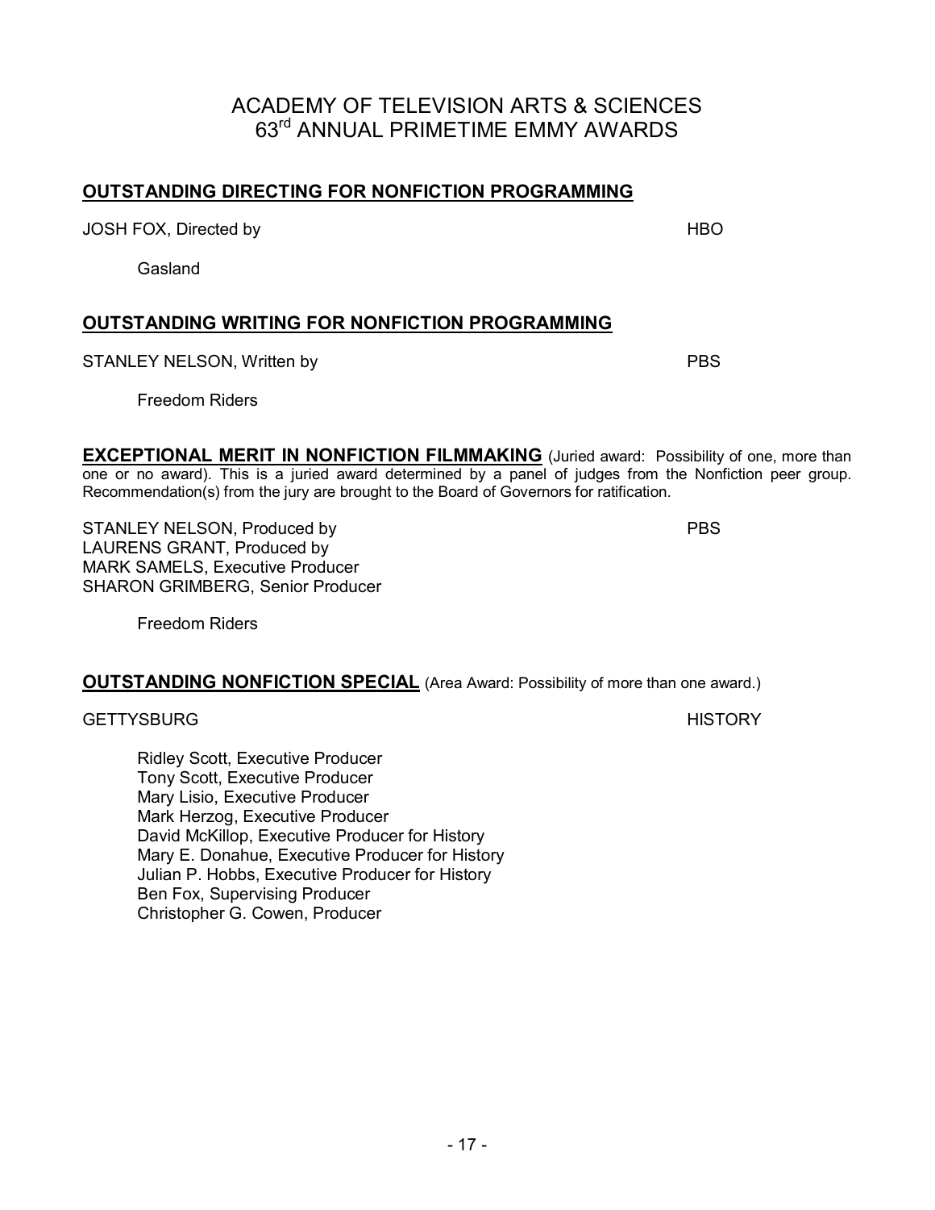# ACADEMY OF TELEVISION ARTS & SCIENCES
# 63rd ANNUAL PRIMETIME EMMY AWARDS

## OUTSTANDING DIRECTING FOR NONFICTION PROGRAMMING

JOSH FOX, Directed by — HBO

Gasland

## OUTSTANDING WRITING FOR NONFICTION PROGRAMMING

STANLEY NELSON, Written by — PBS

Freedom Riders

## EXCEPTIONAL MERIT IN NONFICTION FILMMAKING

(Juried award: Possibility of one, more than one or no award). This is a juried award determined by a panel of judges from the Nonfiction peer group. Recommendation(s) from the jury are brought to the Board of Governors for ratification.

STANLEY NELSON, Produced by — PBS
LAURENS GRANT, Produced by
MARK SAMELS, Executive Producer
SHARON GRIMBERG, Senior Producer

Freedom Riders

## OUTSTANDING NONFICTION SPECIAL

(Area Award: Possibility of more than one award.)

GETTYSBURG — HISTORY

Ridley Scott, Executive Producer
Tony Scott, Executive Producer
Mary Lisio, Executive Producer
Mark Herzog, Executive Producer
David McKillop, Executive Producer for History
Mary E. Donahue, Executive Producer for History
Julian P. Hobbs, Executive Producer for History
Ben Fox, Supervising Producer
Christopher G. Cowen, Producer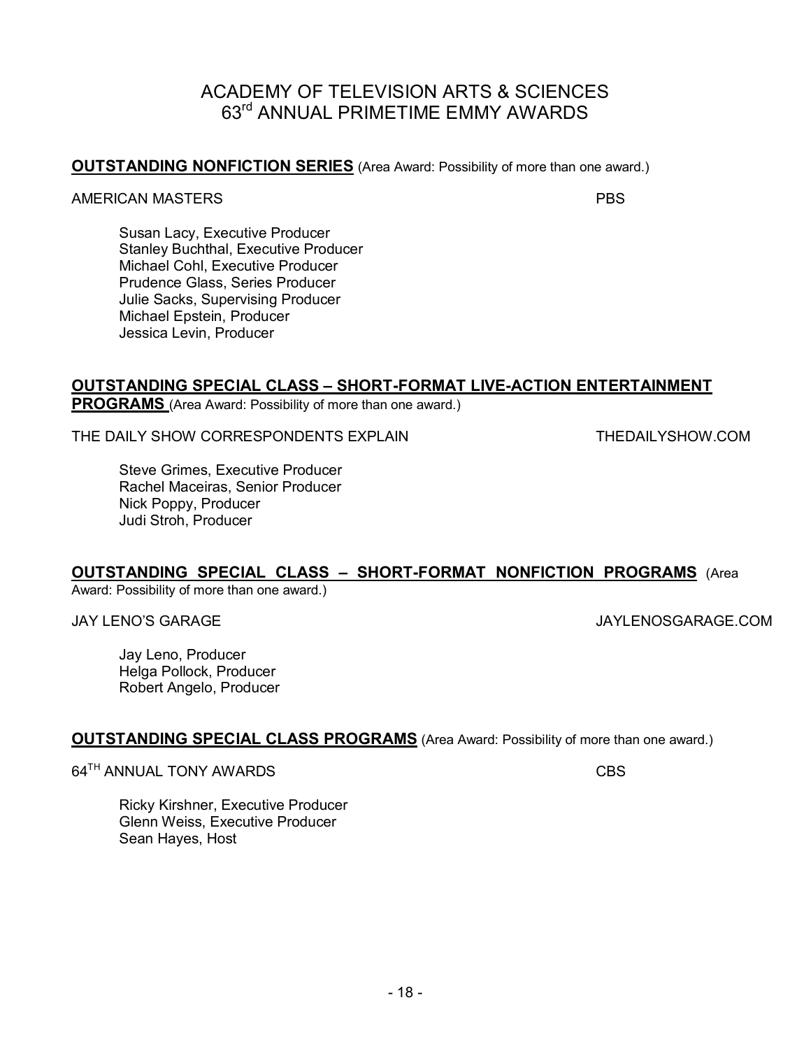# ACADEMY OF TELEVISION ARTS & SCIENCES
# 63rd ANNUAL PRIMETIME EMMY AWARDS

**OUTSTANDING NONFICTION SERIES** (Area Award: Possibility of more than one award.)

AMERICAN MASTERS — PBS

Susan Lacy, Executive Producer
Stanley Buchthal, Executive Producer
Michael Cohl, Executive Producer
Prudence Glass, Series Producer
Julie Sacks, Supervising Producer
Michael Epstein, Producer
Jessica Levin, Producer

**OUTSTANDING SPECIAL CLASS – SHORT-FORMAT LIVE-ACTION ENTERTAINMENT PROGRAMS** (Area Award: Possibility of more than one award.)

THE DAILY SHOW CORRESPONDENTS EXPLAIN — THEDAILYSHOW.COM

Steve Grimes, Executive Producer
Rachel Maceiras, Senior Producer
Nick Poppy, Producer
Judi Stroh, Producer

**OUTSTANDING SPECIAL CLASS – SHORT-FORMAT NONFICTION PROGRAMS** (Area Award: Possibility of more than one award.)

JAY LENO'S GARAGE — JAYLENOSGARAGE.COM

Jay Leno, Producer
Helga Pollock, Producer
Robert Angelo, Producer

**OUTSTANDING SPECIAL CLASS PROGRAMS** (Area Award: Possibility of more than one award.)

64TH ANNUAL TONY AWARDS — CBS

Ricky Kirshner, Executive Producer
Glenn Weiss, Executive Producer
Sean Hayes, Host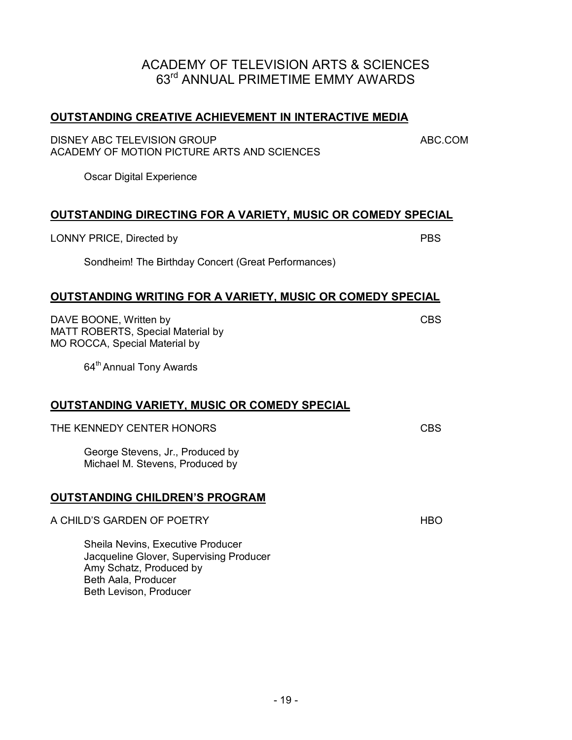# ACADEMY OF TELEVISION ARTS & SCIENCES
# 63rd ANNUAL PRIMETIME EMMY AWARDS

## OUTSTANDING CREATIVE ACHIEVEMENT IN INTERACTIVE MEDIA

DISNEY ABC TELEVISION GROUP — ABC.COM
ACADEMY OF MOTION PICTURE ARTS AND SCIENCES

Oscar Digital Experience

## OUTSTANDING DIRECTING FOR A VARIETY, MUSIC OR COMEDY SPECIAL

LONNY PRICE, Directed by — PBS

Sondheim! The Birthday Concert (Great Performances)

## OUTSTANDING WRITING FOR A VARIETY, MUSIC OR COMEDY SPECIAL

DAVE BOONE, Written by — CBS
MATT ROBERTS, Special Material by
MO ROCCA, Special Material by

64th Annual Tony Awards

## OUTSTANDING VARIETY, MUSIC OR COMEDY SPECIAL

THE KENNEDY CENTER HONORS — CBS

George Stevens, Jr., Produced by
Michael M. Stevens, Produced by

## OUTSTANDING CHILDREN'S PROGRAM

A CHILD'S GARDEN OF POETRY — HBO

Sheila Nevins, Executive Producer
Jacqueline Glover, Supervising Producer
Amy Schatz, Produced by
Beth Aala, Producer
Beth Levison, Producer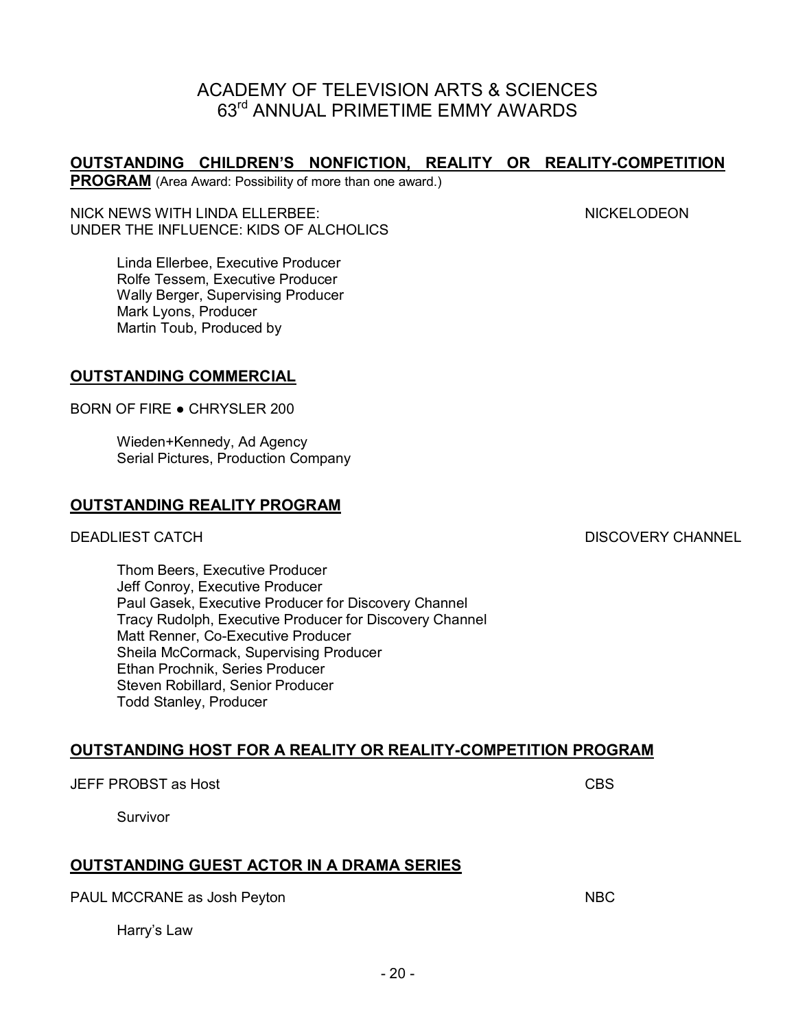# ACADEMY OF TELEVISION ARTS & SCIENCES
# 63rd ANNUAL PRIMETIME EMMY AWARDS

## OUTSTANDING CHILDREN'S NONFICTION, REALITY OR REALITY-COMPETITION PROGRAM

(Area Award: Possibility of more than one award.)

NICK NEWS WITH LINDA ELLERBEE: UNDER THE INFLUENCE: KIDS OF ALCHOLICS — NICKELODEON

Linda Ellerbee, Executive Producer
Rolfe Tessem, Executive Producer
Wally Berger, Supervising Producer
Mark Lyons, Producer
Martin Toub, Produced by

## OUTSTANDING COMMERCIAL

BORN OF FIRE ● CHRYSLER 200

Wieden+Kennedy, Ad Agency
Serial Pictures, Production Company

## OUTSTANDING REALITY PROGRAM

DEADLIEST CATCH — DISCOVERY CHANNEL

Thom Beers, Executive Producer
Jeff Conroy, Executive Producer
Paul Gasek, Executive Producer for Discovery Channel
Tracy Rudolph, Executive Producer for Discovery Channel
Matt Renner, Co-Executive Producer
Sheila McCormack, Supervising Producer
Ethan Prochnik, Series Producer
Steven Robillard, Senior Producer
Todd Stanley, Producer

## OUTSTANDING HOST FOR A REALITY OR REALITY-COMPETITION PROGRAM

JEFF PROBST as Host — CBS

Survivor

## OUTSTANDING GUEST ACTOR IN A DRAMA SERIES

PAUL MCCRANE as Josh Peyton — NBC

Harry's Law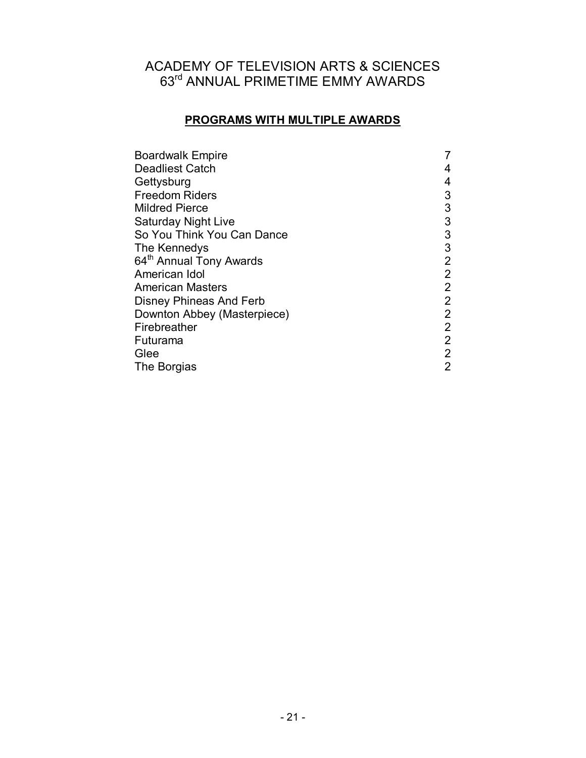# ACADEMY OF TELEVISION ARTS & SCIENCES
# 63rd ANNUAL PRIMETIME EMMY AWARDS

## **PROGRAMS WITH MULTIPLE AWARDS**

| | |
|---|---|
| Boardwalk Empire | 7 |
| Deadliest Catch | 4 |
| Gettysburg | 4 |
| Freedom Riders | 3 |
| Mildred Pierce | 3 |
| Saturday Night Live | 3 |
| So You Think You Can Dance | 3 |
| The Kennedys | 3 |
| 64th Annual Tony Awards | 2 |
| American Idol | 2 |
| American Masters | 2 |
| Disney Phineas And Ferb | 2 |
| Downton Abbey (Masterpiece) | 2 |
| Firebreather | 2 |
| Futurama | 2 |
| Glee | 2 |
| The Borgias | 2 |